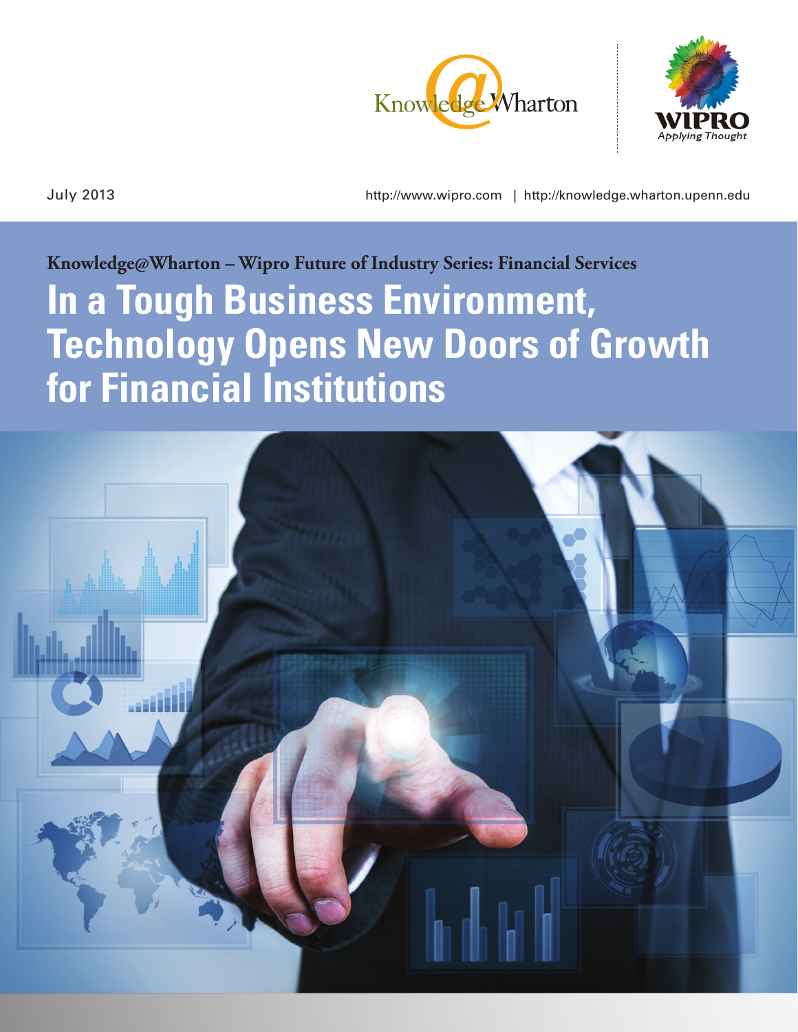Knowledge@Wharton

WIPRO
Applying Thought

July 2013

http://www.wipro.com | http://knowledge.wharton.upenn.edu

**Knowledge@Wharton – Wipro Future of Industry Series: Financial Services**

# In a Tough Business Environment, Technology Opens New Doors of Growth for Financial Institutions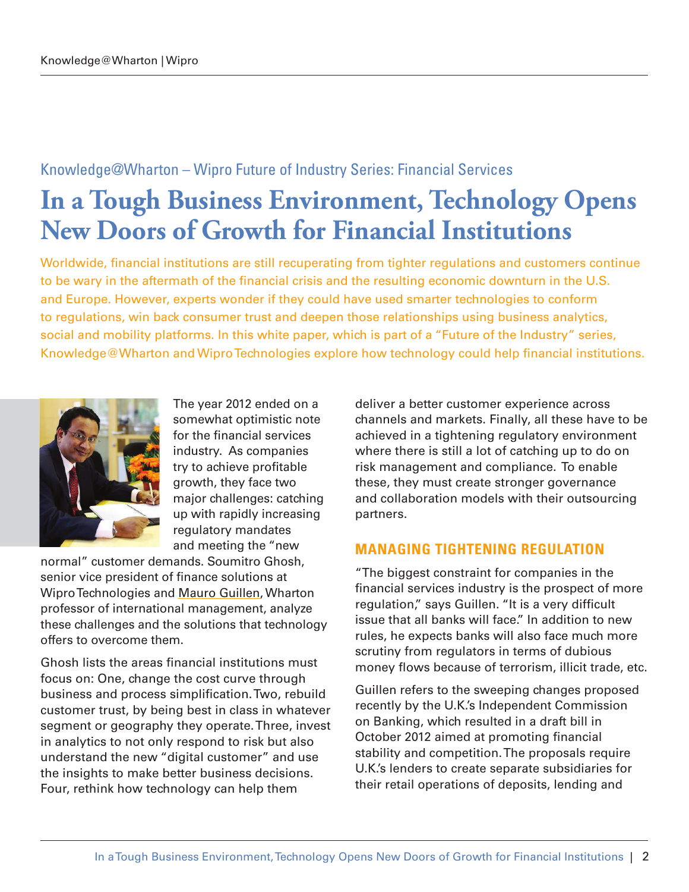Knowledge@Wharton – Wipro Future of Industry Series: Financial Services

# In a Tough Business Environment, Technology Opens New Doors of Growth for Financial Institutions

Worldwide, financial institutions are still recuperating from tighter regulations and customers continue to be wary in the aftermath of the financial crisis and the resulting economic downturn in the U.S. and Europe. However, experts wonder if they could have used smarter technologies to conform to regulations, win back consumer trust and deepen those relationships using business analytics, social and mobility platforms. In this white paper, which is part of a "Future of the Industry" series, Knowledge@Wharton and Wipro Technologies explore how technology could help financial institutions.

The year 2012 ended on a somewhat optimistic note for the financial services industry. As companies try to achieve profitable growth, they face two major challenges: catching up with rapidly increasing regulatory mandates and meeting the "new normal" customer demands. Soumitro Ghosh, senior vice president of finance solutions at Wipro Technologies and Mauro Guillen, Wharton professor of international management, analyze these challenges and the solutions that technology offers to overcome them.

Ghosh lists the areas financial institutions must focus on: One, change the cost curve through business and process simplification. Two, rebuild customer trust, by being best in class in whatever segment or geography they operate. Three, invest in analytics to not only respond to risk but also understand the new "digital customer" and use the insights to make better business decisions. Four, rethink how technology can help them deliver a better customer experience across channels and markets. Finally, all these have to be achieved in a tightening regulatory environment where there is still a lot of catching up to do on risk management and compliance. To enable these, they must create stronger governance and collaboration models with their outsourcing partners.

## MANAGING TIGHTENING REGULATION

"The biggest constraint for companies in the financial services industry is the prospect of more regulation," says Guillen. "It is a very difficult issue that all banks will face." In addition to new rules, he expects banks will also face much more scrutiny from regulators in terms of dubious money flows because of terrorism, illicit trade, etc.

Guillen refers to the sweeping changes proposed recently by the U.K.'s Independent Commission on Banking, which resulted in a draft bill in October 2012 aimed at promoting financial stability and competition. The proposals require U.K.'s lenders to create separate subsidiaries for their retail operations of deposits, lending and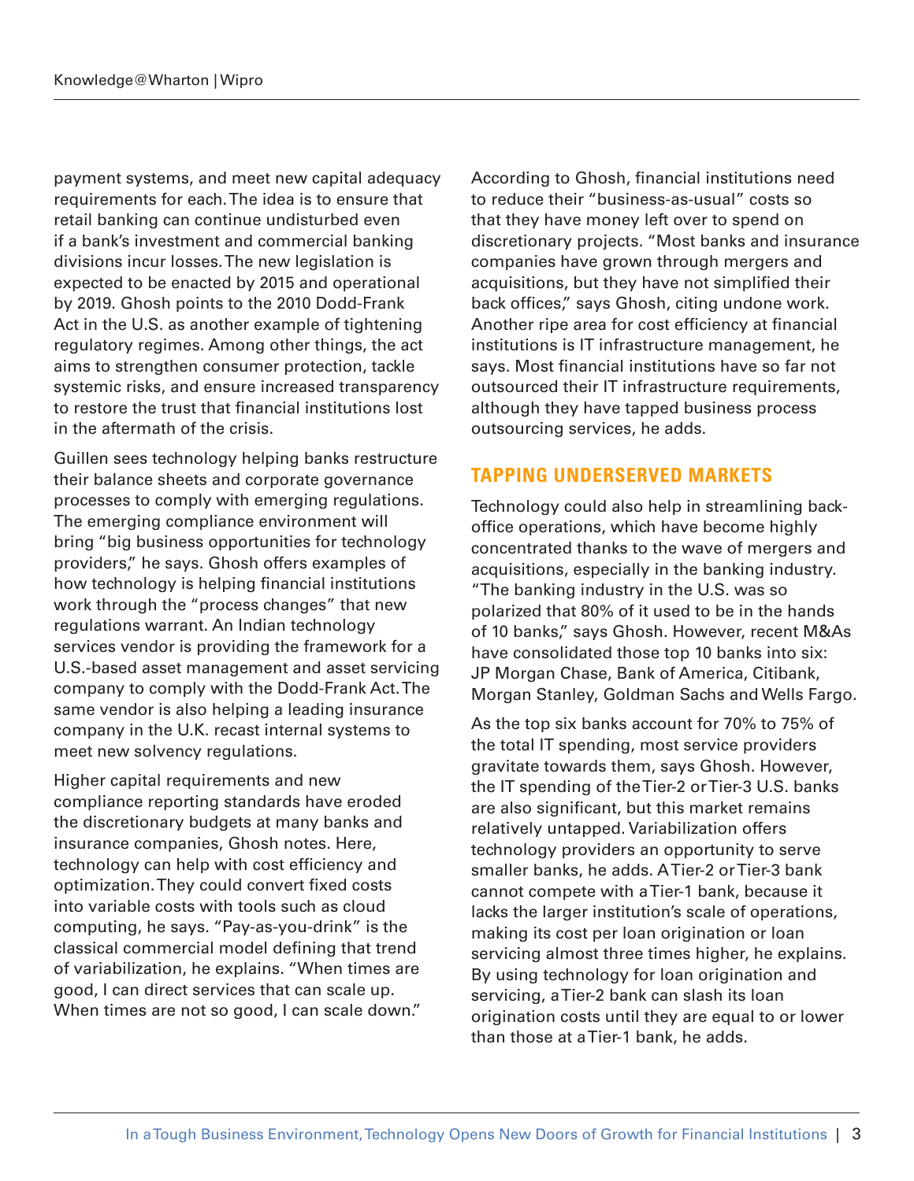payment systems, and meet new capital adequacy requirements for each. The idea is to ensure that retail banking can continue undisturbed even if a bank's investment and commercial banking divisions incur losses. The new legislation is expected to be enacted by 2015 and operational by 2019. Ghosh points to the 2010 Dodd-Frank Act in the U.S. as another example of tightening regulatory regimes. Among other things, the act aims to strengthen consumer protection, tackle systemic risks, and ensure increased transparency to restore the trust that financial institutions lost in the aftermath of the crisis.

Guillen sees technology helping banks restructure their balance sheets and corporate governance processes to comply with emerging regulations. The emerging compliance environment will bring "big business opportunities for technology providers," he says. Ghosh offers examples of how technology is helping financial institutions work through the "process changes" that new regulations warrant. An Indian technology services vendor is providing the framework for a U.S.-based asset management and asset servicing company to comply with the Dodd-Frank Act. The same vendor is also helping a leading insurance company in the U.K. recast internal systems to meet new solvency regulations.

Higher capital requirements and new compliance reporting standards have eroded the discretionary budgets at many banks and insurance companies, Ghosh notes. Here, technology can help with cost efficiency and optimization. They could convert fixed costs into variable costs with tools such as cloud computing, he says. "Pay-as-you-drink" is the classical commercial model defining that trend of variabilization, he explains. "When times are good, I can direct services that can scale up. When times are not so good, I can scale down."

According to Ghosh, financial institutions need to reduce their "business-as-usual" costs so that they have money left over to spend on discretionary projects. "Most banks and insurance companies have grown through mergers and acquisitions, but they have not simplified their back offices," says Ghosh, citing undone work. Another ripe area for cost efficiency at financial institutions is IT infrastructure management, he says. Most financial institutions have so far not outsourced their IT infrastructure requirements, although they have tapped business process outsourcing services, he adds.

## TAPPING UNDERSERVED MARKETS

Technology could also help in streamlining back-office operations, which have become highly concentrated thanks to the wave of mergers and acquisitions, especially in the banking industry. "The banking industry in the U.S. was so polarized that 80% of it used to be in the hands of 10 banks," says Ghosh. However, recent M&As have consolidated those top 10 banks into six: JP Morgan Chase, Bank of America, Citibank, Morgan Stanley, Goldman Sachs and Wells Fargo.

As the top six banks account for 70% to 75% of the total IT spending, most service providers gravitate towards them, says Ghosh. However, the IT spending of the Tier-2 or Tier-3 U.S. banks are also significant, but this market remains relatively untapped. Variabilization offers technology providers an opportunity to serve smaller banks, he adds. A Tier-2 or Tier-3 bank cannot compete with a Tier-1 bank, because it lacks the larger institution's scale of operations, making its cost per loan origination or loan servicing almost three times higher, he explains. By using technology for loan origination and servicing, a Tier-2 bank can slash its loan origination costs until they are equal to or lower than those at a Tier-1 bank, he adds.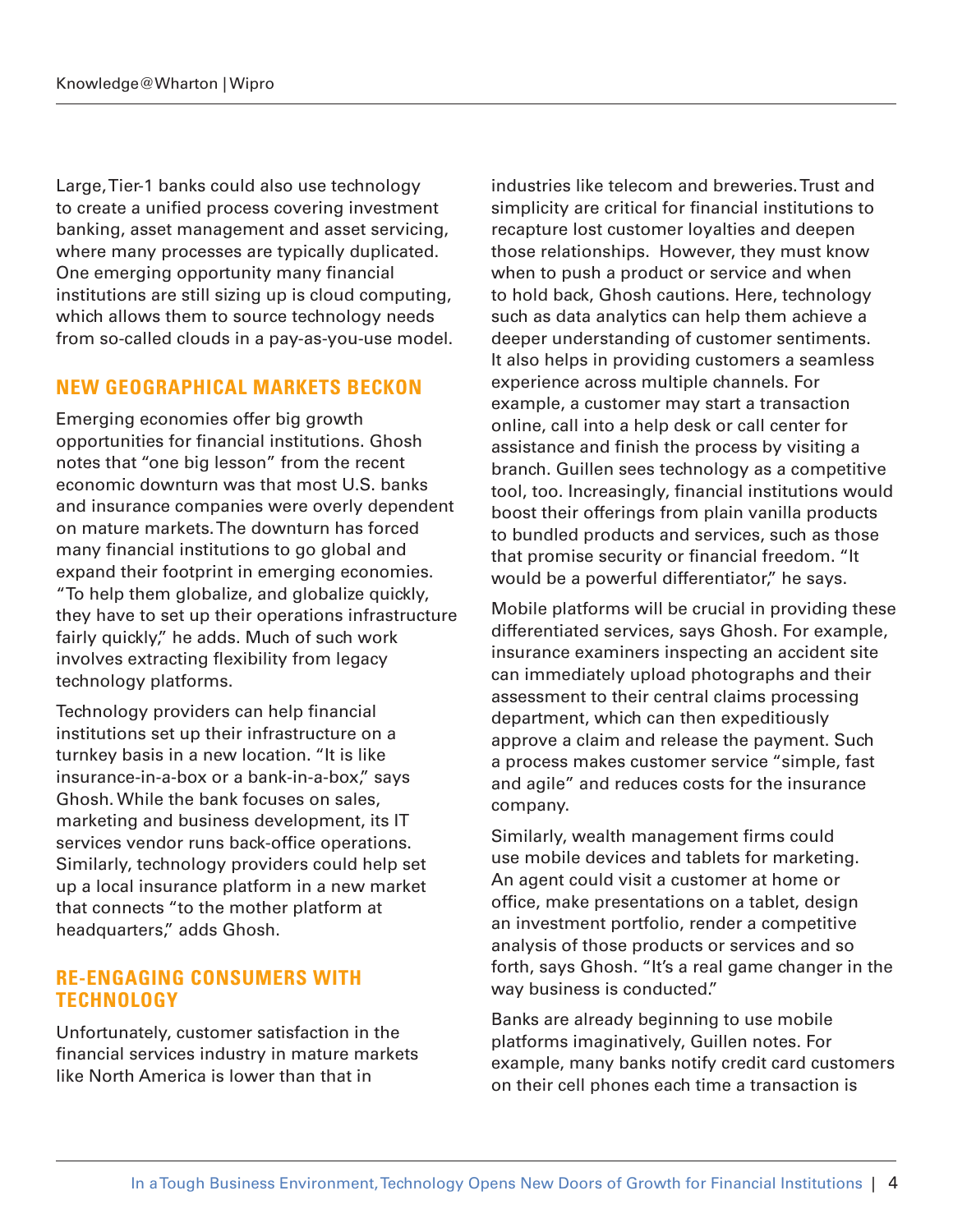Large, Tier-1 banks could also use technology to create a unified process covering investment banking, asset management and asset servicing, where many processes are typically duplicated. One emerging opportunity many financial institutions are still sizing up is cloud computing, which allows them to source technology needs from so-called clouds in a pay-as-you-use model.

## NEW GEOGRAPHICAL MARKETS BECKON

Emerging economies offer big growth opportunities for financial institutions. Ghosh notes that "one big lesson" from the recent economic downturn was that most U.S. banks and insurance companies were overly dependent on mature markets. The downturn has forced many financial institutions to go global and expand their footprint in emerging economies. "To help them globalize, and globalize quickly, they have to set up their operations infrastructure fairly quickly," he adds. Much of such work involves extracting flexibility from legacy technology platforms.

Technology providers can help financial institutions set up their infrastructure on a turnkey basis in a new location. "It is like insurance-in-a-box or a bank-in-a-box," says Ghosh. While the bank focuses on sales, marketing and business development, its IT services vendor runs back-office operations. Similarly, technology providers could help set up a local insurance platform in a new market that connects "to the mother platform at headquarters," adds Ghosh.

## RE-ENGAGING CONSUMERS WITH TECHNOLOGY

Unfortunately, customer satisfaction in the financial services industry in mature markets like North America is lower than that in industries like telecom and breweries. Trust and simplicity are critical for financial institutions to recapture lost customer loyalties and deepen those relationships. However, they must know when to push a product or service and when to hold back, Ghosh cautions. Here, technology such as data analytics can help them achieve a deeper understanding of customer sentiments. It also helps in providing customers a seamless experience across multiple channels. For example, a customer may start a transaction online, call into a help desk or call center for assistance and finish the process by visiting a branch. Guillen sees technology as a competitive tool, too. Increasingly, financial institutions would boost their offerings from plain vanilla products to bundled products and services, such as those that promise security or financial freedom. "It would be a powerful differentiator," he says.

Mobile platforms will be crucial in providing these differentiated services, says Ghosh. For example, insurance examiners inspecting an accident site can immediately upload photographs and their assessment to their central claims processing department, which can then expeditiously approve a claim and release the payment. Such a process makes customer service "simple, fast and agile" and reduces costs for the insurance company.

Similarly, wealth management firms could use mobile devices and tablets for marketing. An agent could visit a customer at home or office, make presentations on a tablet, design an investment portfolio, render a competitive analysis of those products or services and so forth, says Ghosh. "It's a real game changer in the way business is conducted."

Banks are already beginning to use mobile platforms imaginatively, Guillen notes. For example, many banks notify credit card customers on their cell phones each time a transaction is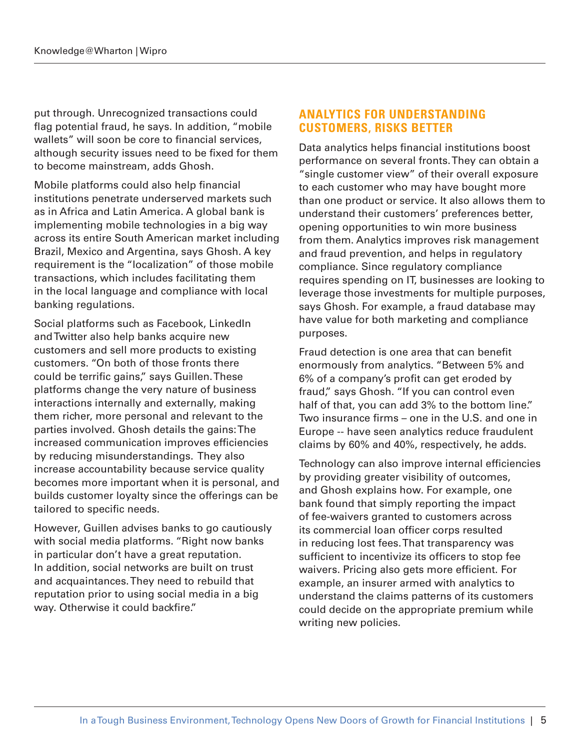put through. Unrecognized transactions could flag potential fraud, he says. In addition, "mobile wallets" will soon be core to financial services, although security issues need to be fixed for them to become mainstream, adds Ghosh.

Mobile platforms could also help financial institutions penetrate underserved markets such as in Africa and Latin America. A global bank is implementing mobile technologies in a big way across its entire South American market including Brazil, Mexico and Argentina, says Ghosh. A key requirement is the "localization" of those mobile transactions, which includes facilitating them in the local language and compliance with local banking regulations.

Social platforms such as Facebook, LinkedIn and Twitter also help banks acquire new customers and sell more products to existing customers. "On both of those fronts there could be terrific gains," says Guillen. These platforms change the very nature of business interactions internally and externally, making them richer, more personal and relevant to the parties involved. Ghosh details the gains: The increased communication improves efficiencies by reducing misunderstandings. They also increase accountability because service quality becomes more important when it is personal, and builds customer loyalty since the offerings can be tailored to specific needs.

However, Guillen advises banks to go cautiously with social media platforms. "Right now banks in particular don't have a great reputation. In addition, social networks are built on trust and acquaintances. They need to rebuild that reputation prior to using social media in a big way. Otherwise it could backfire."

## ANALYTICS FOR UNDERSTANDING CUSTOMERS, RISKS BETTER

Data analytics helps financial institutions boost performance on several fronts. They can obtain a "single customer view" of their overall exposure to each customer who may have bought more than one product or service. It also allows them to understand their customers' preferences better, opening opportunities to win more business from them. Analytics improves risk management and fraud prevention, and helps in regulatory compliance. Since regulatory compliance requires spending on IT, businesses are looking to leverage those investments for multiple purposes, says Ghosh. For example, a fraud database may have value for both marketing and compliance purposes.

Fraud detection is one area that can benefit enormously from analytics. "Between 5% and 6% of a company's profit can get eroded by fraud," says Ghosh. "If you can control even half of that, you can add 3% to the bottom line." Two insurance firms – one in the U.S. and one in Europe -- have seen analytics reduce fraudulent claims by 60% and 40%, respectively, he adds.

Technology can also improve internal efficiencies by providing greater visibility of outcomes, and Ghosh explains how. For example, one bank found that simply reporting the impact of fee-waivers granted to customers across its commercial loan officer corps resulted in reducing lost fees. That transparency was sufficient to incentivize its officers to stop fee waivers. Pricing also gets more efficient. For example, an insurer armed with analytics to understand the claims patterns of its customers could decide on the appropriate premium while writing new policies.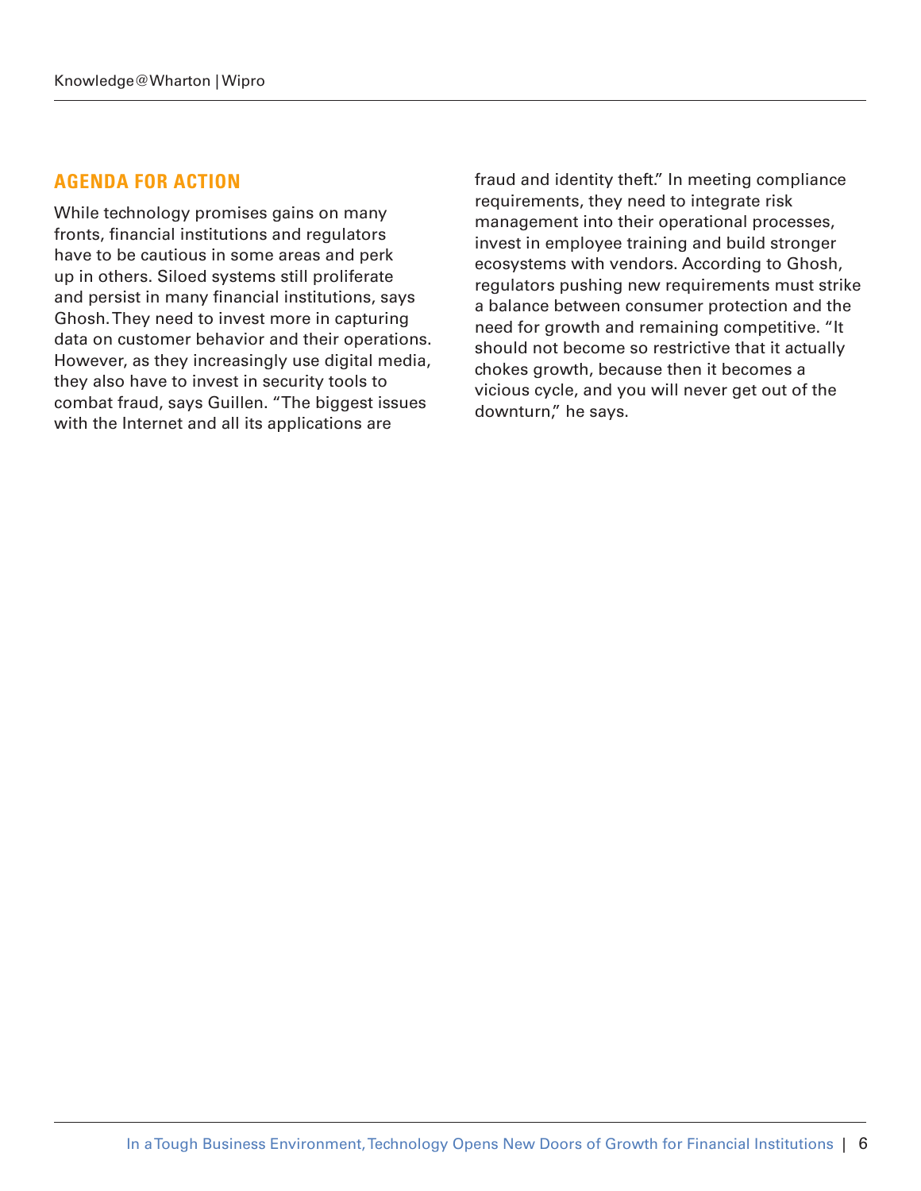## AGENDA FOR ACTION

While technology promises gains on many fronts, financial institutions and regulators have to be cautious in some areas and perk up in others. Siloed systems still proliferate and persist in many financial institutions, says Ghosh. They need to invest more in capturing data on customer behavior and their operations. However, as they increasingly use digital media, they also have to invest in security tools to combat fraud, says Guillen. "The biggest issues with the Internet and all its applications are fraud and identity theft." In meeting compliance requirements, they need to integrate risk management into their operational processes, invest in employee training and build stronger ecosystems with vendors. According to Ghosh, regulators pushing new requirements must strike a balance between consumer protection and the need for growth and remaining competitive. "It should not become so restrictive that it actually chokes growth, because then it becomes a vicious cycle, and you will never get out of the downturn," he says.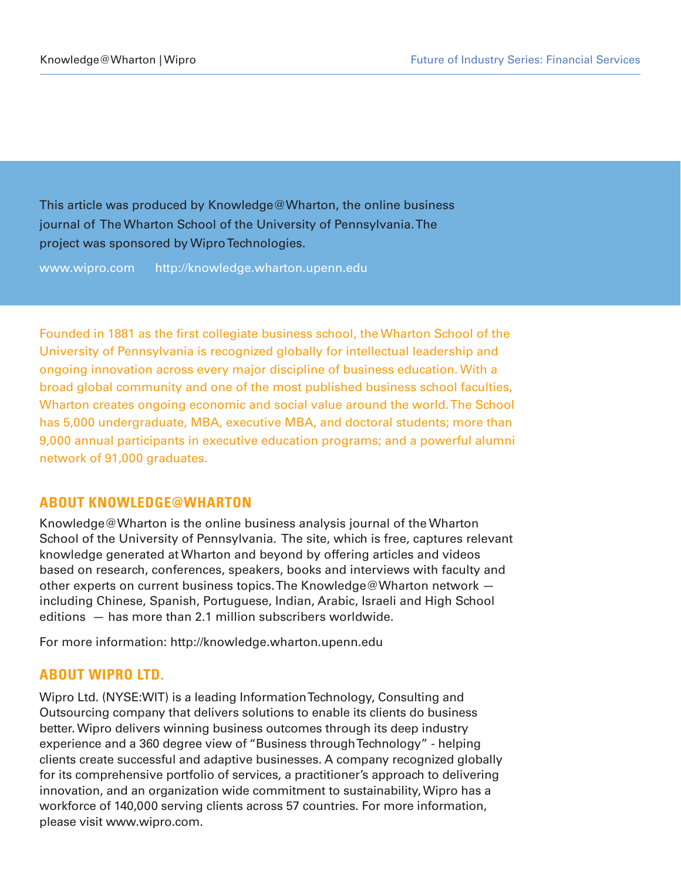This article was produced by Knowledge@Wharton, the online business journal of The Wharton School of the University of Pennsylvania. The project was sponsored by Wipro Technologies.

www.wipro.com    http://knowledge.wharton.upenn.edu

Founded in 1881 as the first collegiate business school, the Wharton School of the University of Pennsylvania is recognized globally for intellectual leadership and ongoing innovation across every major discipline of business education. With a broad global community and one of the most published business school faculties, Wharton creates ongoing economic and social value around the world. The School has 5,000 undergraduate, MBA, executive MBA, and doctoral students; more than 9,000 annual participants in executive education programs; and a powerful alumni network of 91,000 graduates.

## ABOUT KNOWLEDGE@WHARTON

Knowledge@Wharton is the online business analysis journal of the Wharton School of the University of Pennsylvania. The site, which is free, captures relevant knowledge generated at Wharton and beyond by offering articles and videos based on research, conferences, speakers, books and interviews with faculty and other experts on current business topics. The Knowledge@Wharton network — including Chinese, Spanish, Portuguese, Indian, Arabic, Israeli and High School editions — has more than 2.1 million subscribers worldwide.

For more information: http://knowledge.wharton.upenn.edu

## ABOUT WIPRO LTD.

Wipro Ltd. (NYSE:WIT) is a leading Information Technology, Consulting and Outsourcing company that delivers solutions to enable its clients do business better. Wipro delivers winning business outcomes through its deep industry experience and a 360 degree view of "Business through Technology" - helping clients create successful and adaptive businesses. A company recognized globally for its comprehensive portfolio of services, a practitioner's approach to delivering innovation, and an organization wide commitment to sustainability, Wipro has a workforce of 140,000 serving clients across 57 countries. For more information, please visit www.wipro.com.